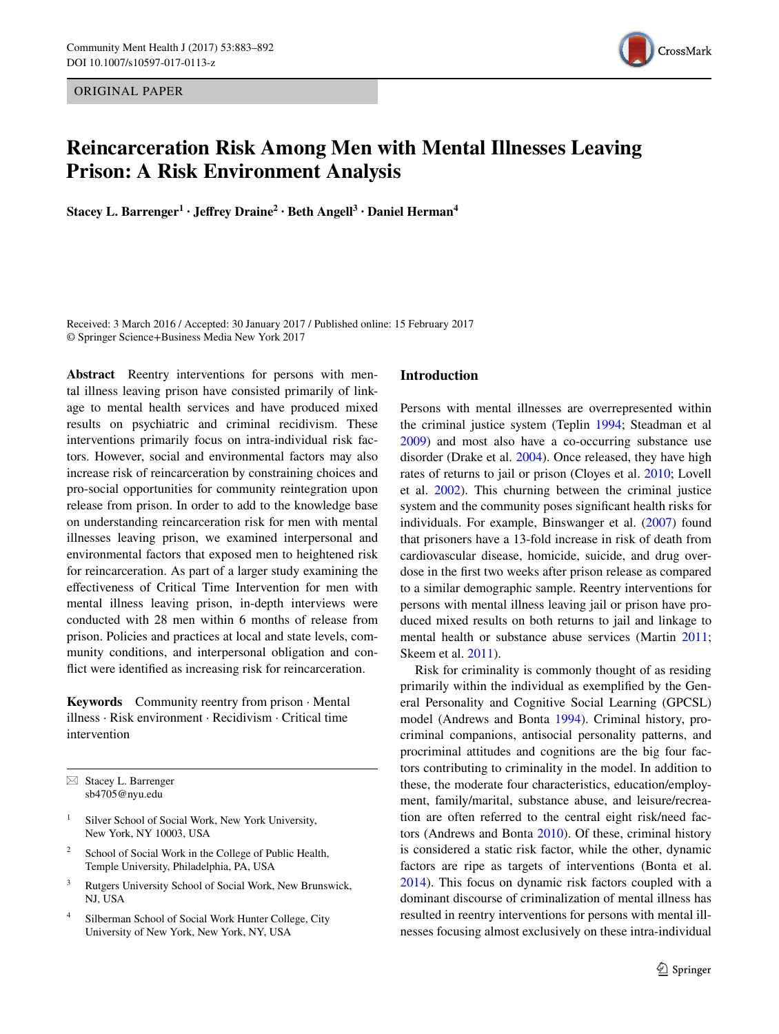ORIGINAL PAPER

# Reincarceration Risk Among Men with Mental Illnesses Leaving Prison: A Risk Environment Analysis

**Stacey L. Barrenger[1] · Jeffrey Draine[2] · Beth Angell[3] · Daniel Herman[4]**

Received: 3 March 2016 / Accepted: 30 January 2017 / Published online: 15 February 2017
© Springer Science+Business Media New York 2017

**Abstract** Reentry interventions for persons with mental illness leaving prison have consisted primarily of linkage to mental health services and have produced mixed results on psychiatric and criminal recidivism. These interventions primarily focus on intra-individual risk factors. However, social and environmental factors may also increase risk of reincarceration by constraining choices and pro-social opportunities for community reintegration upon release from prison. In order to add to the knowledge base on understanding reincarceration risk for men with mental illnesses leaving prison, we examined interpersonal and environmental factors that exposed men to heightened risk for reincarceration. As part of a larger study examining the effectiveness of Critical Time Intervention for men with mental illness leaving prison, in-depth interviews were conducted with 28 men within 6 months of release from prison. Policies and practices at local and state levels, community conditions, and interpersonal obligation and conflict were identified as increasing risk for reincarceration.

**Keywords** Community reentry from prison · Mental illness · Risk environment · Recidivism · Critical time intervention

✉ Stacey L. Barrenger
sb4705@nyu.edu

[1] Silver School of Social Work, New York University, New York, NY 10003, USA

[2] School of Social Work in the College of Public Health, Temple University, Philadelphia, PA, USA

[3] Rutgers University School of Social Work, New Brunswick, NJ, USA

[4] Silberman School of Social Work Hunter College, City University of New York, New York, NY, USA

## Introduction

Persons with mental illnesses are overrepresented within the criminal justice system (Teplin 1994; Steadman et al 2009) and most also have a co-occurring substance use disorder (Drake et al. 2004). Once released, they have high rates of returns to jail or prison (Cloyes et al. 2010; Lovell et al. 2002). This churning between the criminal justice system and the community poses significant health risks for individuals. For example, Binswanger et al. (2007) found that prisoners have a 13-fold increase in risk of death from cardiovascular disease, homicide, suicide, and drug overdose in the first two weeks after prison release as compared to a similar demographic sample. Reentry interventions for persons with mental illness leaving jail or prison have produced mixed results on both returns to jail and linkage to mental health or substance abuse services (Martin 2011; Skeem et al. 2011).

Risk for criminality is commonly thought of as residing primarily within the individual as exemplified by the General Personality and Cognitive Social Learning (GPCSL) model (Andrews and Bonta 1994). Criminal history, procriminal companions, antisocial personality patterns, and procriminal attitudes and cognitions are the big four factors contributing to criminality in the model. In addition to these, the moderate four characteristics, education/employment, family/marital, substance abuse, and leisure/recreation are often referred to the central eight risk/need factors (Andrews and Bonta 2010). Of these, criminal history is considered a static risk factor, while the other, dynamic factors are ripe as targets of interventions (Bonta et al. 2014). This focus on dynamic risk factors coupled with a dominant discourse of criminalization of mental illness has resulted in reentry interventions for persons with mental illnesses focusing almost exclusively on these intra-individual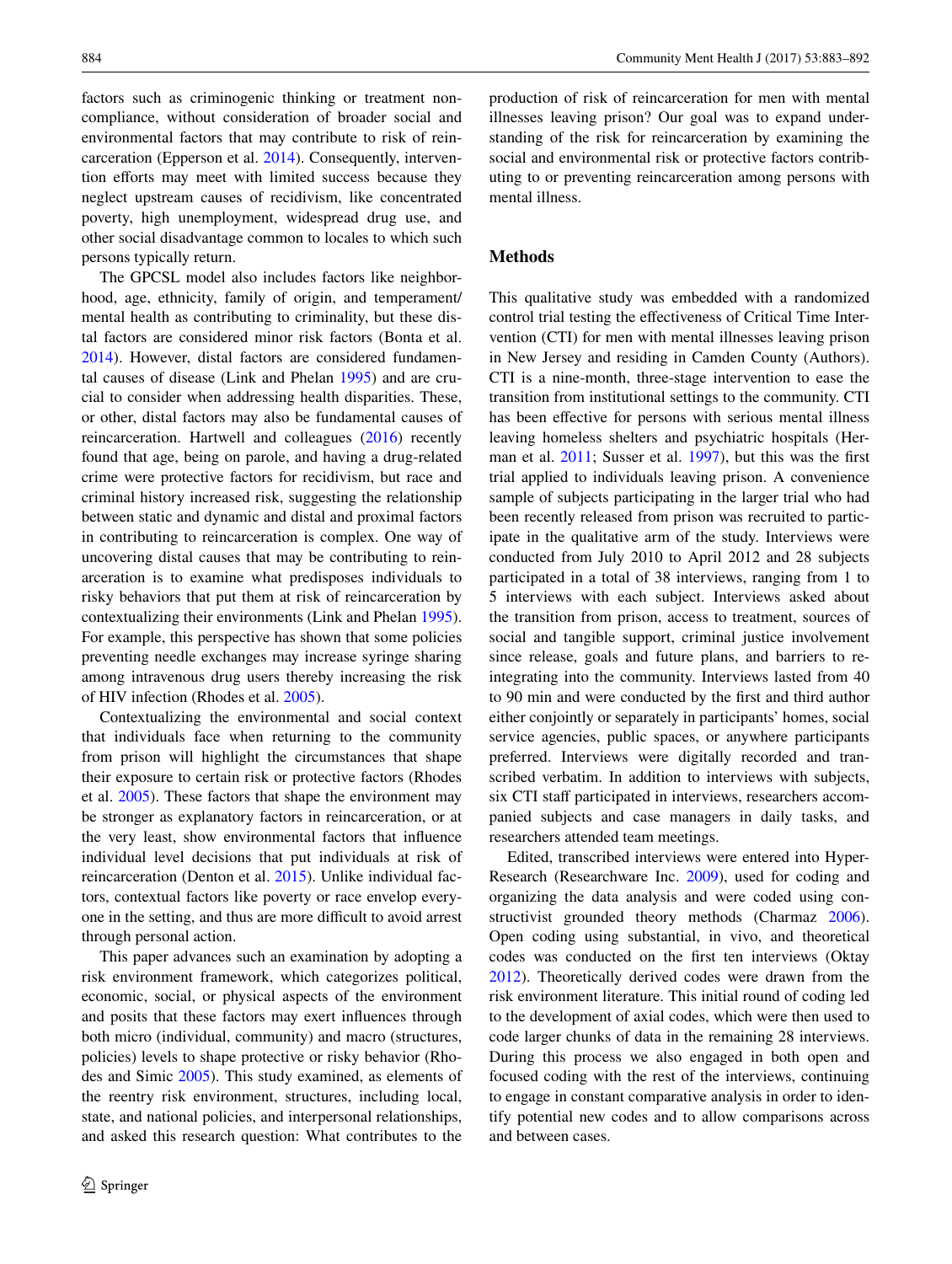factors such as criminogenic thinking or treatment noncompliance, without consideration of broader social and environmental factors that may contribute to risk of reincarceration (Epperson et al. 2014). Consequently, intervention efforts may meet with limited success because they neglect upstream causes of recidivism, like concentrated poverty, high unemployment, widespread drug use, and other social disadvantage common to locales to which such persons typically return.

The GPCSL model also includes factors like neighborhood, age, ethnicity, family of origin, and temperament/mental health as contributing to criminality, but these distal factors are considered minor risk factors (Bonta et al. 2014). However, distal factors are considered fundamental causes of disease (Link and Phelan 1995) and are crucial to consider when addressing health disparities. These, or other, distal factors may also be fundamental causes of reincarceration. Hartwell and colleagues (2016) recently found that age, being on parole, and having a drug-related crime were protective factors for recidivism, but race and criminal history increased risk, suggesting the relationship between static and dynamic and distal and proximal factors in contributing to reincarceration is complex. One way of uncovering distal causes that may be contributing to reincarceration is to examine what predisposes individuals to risky behaviors that put them at risk of reincarceration by contextualizing their environments (Link and Phelan 1995). For example, this perspective has shown that some policies preventing needle exchanges may increase syringe sharing among intravenous drug users thereby increasing the risk of HIV infection (Rhodes et al. 2005).

Contextualizing the environmental and social context that individuals face when returning to the community from prison will highlight the circumstances that shape their exposure to certain risk or protective factors (Rhodes et al. 2005). These factors that shape the environment may be stronger as explanatory factors in reincarceration, or at the very least, show environmental factors that influence individual level decisions that put individuals at risk of reincarceration (Denton et al. 2015). Unlike individual factors, contextual factors like poverty or race envelop everyone in the setting, and thus are more difficult to avoid arrest through personal action.

This paper advances such an examination by adopting a risk environment framework, which categorizes political, economic, social, or physical aspects of the environment and posits that these factors may exert influences through both micro (individual, community) and macro (structures, policies) levels to shape protective or risky behavior (Rhodes and Simic 2005). This study examined, as elements of the reentry risk environment, structures, including local, state, and national policies, and interpersonal relationships, and asked this research question: What contributes to the production of risk of reincarceration for men with mental illnesses leaving prison? Our goal was to expand understanding of the risk for reincarceration by examining the social and environmental risk or protective factors contributing to or preventing reincarceration among persons with mental illness.

## Methods

This qualitative study was embedded with a randomized control trial testing the effectiveness of Critical Time Intervention (CTI) for men with mental illnesses leaving prison in New Jersey and residing in Camden County (Authors). CTI is a nine-month, three-stage intervention to ease the transition from institutional settings to the community. CTI has been effective for persons with serious mental illness leaving homeless shelters and psychiatric hospitals (Herman et al. 2011; Susser et al. 1997), but this was the first trial applied to individuals leaving prison. A convenience sample of subjects participating in the larger trial who had been recently released from prison was recruited to participate in the qualitative arm of the study. Interviews were conducted from July 2010 to April 2012 and 28 subjects participated in a total of 38 interviews, ranging from 1 to 5 interviews with each subject. Interviews asked about the transition from prison, access to treatment, sources of social and tangible support, criminal justice involvement since release, goals and future plans, and barriers to re-integrating into the community. Interviews lasted from 40 to 90 min and were conducted by the first and third author either conjointly or separately in participants' homes, social service agencies, public spaces, or anywhere participants preferred. Interviews were digitally recorded and transcribed verbatim. In addition to interviews with subjects, six CTI staff participated in interviews, researchers accompanied subjects and case managers in daily tasks, and researchers attended team meetings.

Edited, transcribed interviews were entered into HyperResearch (Researchware Inc. 2009), used for coding and organizing the data analysis and were coded using constructivist grounded theory methods (Charmaz 2006). Open coding using substantial, in vivo, and theoretical codes was conducted on the first ten interviews (Oktay 2012). Theoretically derived codes were drawn from the risk environment literature. This initial round of coding led to the development of axial codes, which were then used to code larger chunks of data in the remaining 28 interviews. During this process we also engaged in both open and focused coding with the rest of the interviews, continuing to engage in constant comparative analysis in order to identify potential new codes and to allow comparisons across and between cases.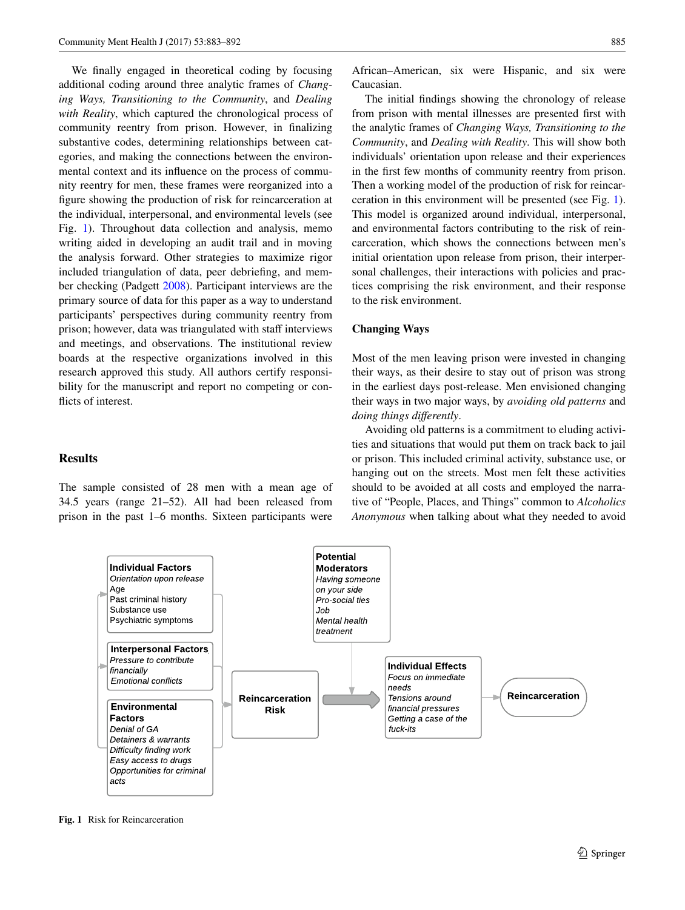We finally engaged in theoretical coding by focusing additional coding around three analytic frames of *Changing Ways, Transitioning to the Community*, and *Dealing with Reality*, which captured the chronological process of community reentry from prison. However, in finalizing substantive codes, determining relationships between categories, and making the connections between the environmental context and its influence on the process of community reentry for men, these frames were reorganized into a figure showing the production of risk for reincarceration at the individual, interpersonal, and environmental levels (see Fig. 1). Throughout data collection and analysis, memo writing aided in developing an audit trail and in moving the analysis forward. Other strategies to maximize rigor included triangulation of data, peer debriefing, and member checking (Padgett 2008). Participant interviews are the primary source of data for this paper as a way to understand participants' perspectives during community reentry from prison; however, data was triangulated with staff interviews and meetings, and observations. The institutional review boards at the respective organizations involved in this research approved this study. All authors certify responsibility for the manuscript and report no competing or conflicts of interest.

## Results

The sample consisted of 28 men with a mean age of 34.5 years (range 21–52). All had been released from prison in the past 1–6 months. Sixteen participants were African–American, six were Hispanic, and six were Caucasian.

The initial findings showing the chronology of release from prison with mental illnesses are presented first with the analytic frames of *Changing Ways, Transitioning to the Community*, and *Dealing with Reality*. This will show both individuals' orientation upon release and their experiences in the first few months of community reentry from prison. Then a working model of the production of risk for reincarceration in this environment will be presented (see Fig. 1). This model is organized around individual, interpersonal, and environmental factors contributing to the risk of reincarceration, which shows the connections between men's initial orientation upon release from prison, their interpersonal challenges, their interactions with policies and practices comprising the risk environment, and their response to the risk environment.

### Changing Ways

Most of the men leaving prison were invested in changing their ways, as their desire to stay out of prison was strong in the earliest days post-release. Men envisioned changing their ways in two major ways, by *avoiding old patterns* and *doing things differently*.

Avoiding old patterns is a commitment to eluding activities and situations that would put them on track back to jail or prison. This included criminal activity, substance use, or hanging out on the streets. Most men felt these activities should to be avoided at all costs and employed the narrative of "People, Places, and Things" common to *Alcoholics Anonymous* when talking about what they needed to avoid

**Fig. 1** Risk for Reincarceration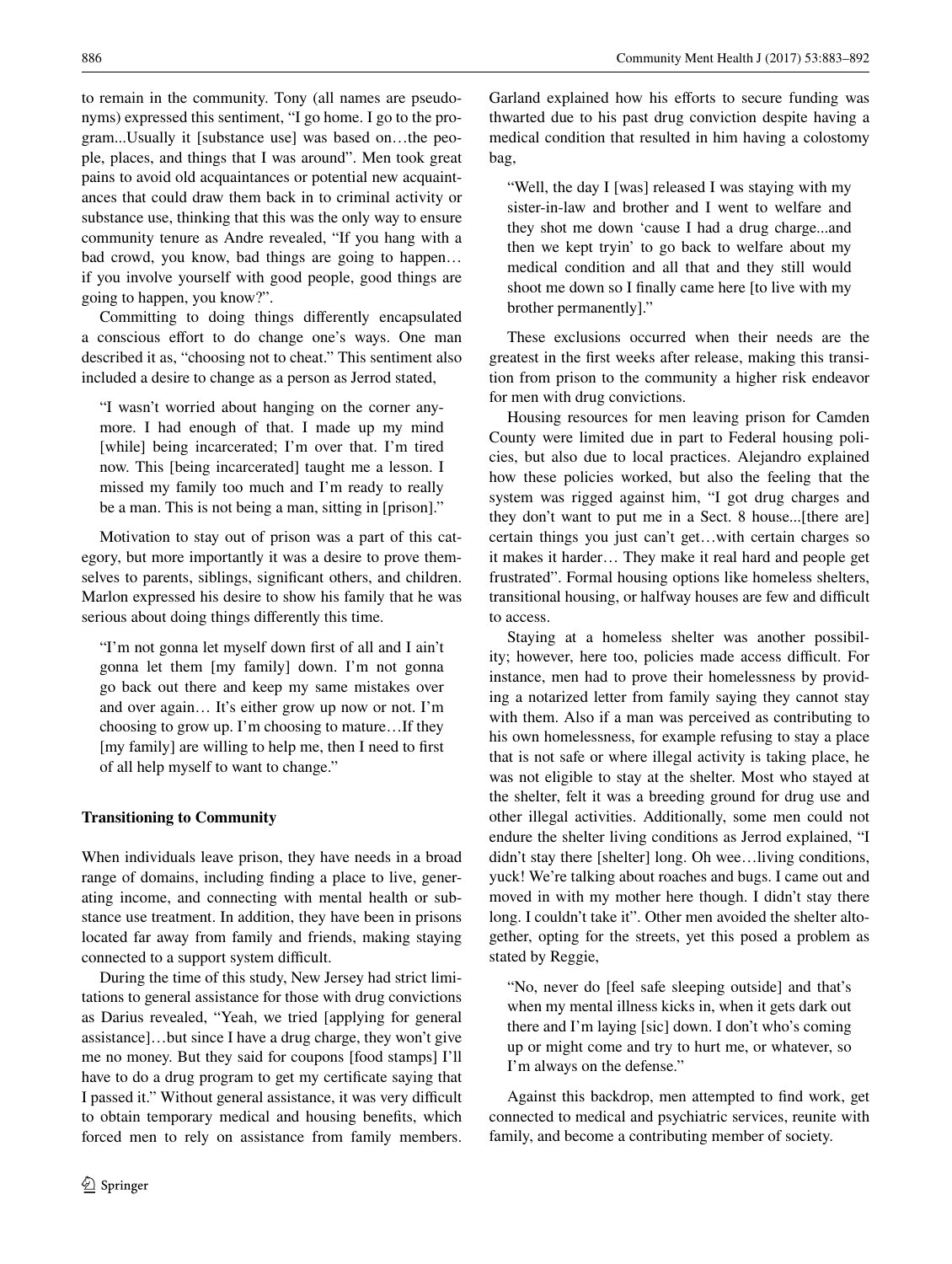to remain in the community. Tony (all names are pseudonyms) expressed this sentiment, "I go home. I go to the program...Usually it [substance use] was based on…the people, places, and things that I was around". Men took great pains to avoid old acquaintances or potential new acquaintances that could draw them back in to criminal activity or substance use, thinking that this was the only way to ensure community tenure as Andre revealed, "If you hang with a bad crowd, you know, bad things are going to happen… if you involve yourself with good people, good things are going to happen, you know?".

Committing to doing things differently encapsulated a conscious effort to do change one's ways. One man described it as, "choosing not to cheat." This sentiment also included a desire to change as a person as Jerrod stated,

> "I wasn't worried about hanging on the corner anymore. I had enough of that. I made up my mind [while] being incarcerated; I'm over that. I'm tired now. This [being incarcerated] taught me a lesson. I missed my family too much and I'm ready to really be a man. This is not being a man, sitting in [prison]."

Motivation to stay out of prison was a part of this category, but more importantly it was a desire to prove themselves to parents, siblings, significant others, and children. Marlon expressed his desire to show his family that he was serious about doing things differently this time.

> "I'm not gonna let myself down first of all and I ain't gonna let them [my family] down. I'm not gonna go back out there and keep my same mistakes over and over again… It's either grow up now or not. I'm choosing to grow up. I'm choosing to mature…If they [my family] are willing to help me, then I need to first of all help myself to want to change."

**Transitioning to Community**

When individuals leave prison, they have needs in a broad range of domains, including finding a place to live, generating income, and connecting with mental health or substance use treatment. In addition, they have been in prisons located far away from family and friends, making staying connected to a support system difficult.

During the time of this study, New Jersey had strict limitations to general assistance for those with drug convictions as Darius revealed, "Yeah, we tried [applying for general assistance]…but since I have a drug charge, they won't give me no money. But they said for coupons [food stamps] I'll have to do a drug program to get my certificate saying that I passed it." Without general assistance, it was very difficult to obtain temporary medical and housing benefits, which forced men to rely on assistance from family members. Garland explained how his efforts to secure funding was thwarted due to his past drug conviction despite having a medical condition that resulted in him having a colostomy bag,

> "Well, the day I [was] released I was staying with my sister-in-law and brother and I went to welfare and they shot me down 'cause I had a drug charge...and then we kept tryin' to go back to welfare about my medical condition and all that and they still would shoot me down so I finally came here [to live with my brother permanently]."

These exclusions occurred when their needs are the greatest in the first weeks after release, making this transition from prison to the community a higher risk endeavor for men with drug convictions.

Housing resources for men leaving prison for Camden County were limited due in part to Federal housing policies, but also due to local practices. Alejandro explained how these policies worked, but also the feeling that the system was rigged against him, "I got drug charges and they don't want to put me in a Sect. 8 house...[there are] certain things you just can't get…with certain charges so it makes it harder… They make it real hard and people get frustrated". Formal housing options like homeless shelters, transitional housing, or halfway houses are few and difficult to access.

Staying at a homeless shelter was another possibility; however, here too, policies made access difficult. For instance, men had to prove their homelessness by providing a notarized letter from family saying they cannot stay with them. Also if a man was perceived as contributing to his own homelessness, for example refusing to stay a place that is not safe or where illegal activity is taking place, he was not eligible to stay at the shelter. Most who stayed at the shelter, felt it was a breeding ground for drug use and other illegal activities. Additionally, some men could not endure the shelter living conditions as Jerrod explained, "I didn't stay there [shelter] long. Oh wee…living conditions, yuck! We're talking about roaches and bugs. I came out and moved in with my mother here though. I didn't stay there long. I couldn't take it". Other men avoided the shelter altogether, opting for the streets, yet this posed a problem as stated by Reggie,

> "No, never do [feel safe sleeping outside] and that's when my mental illness kicks in, when it gets dark out there and I'm laying [sic] down. I don't who's coming up or might come and try to hurt me, or whatever, so I'm always on the defense."

Against this backdrop, men attempted to find work, get connected to medical and psychiatric services, reunite with family, and become a contributing member of society.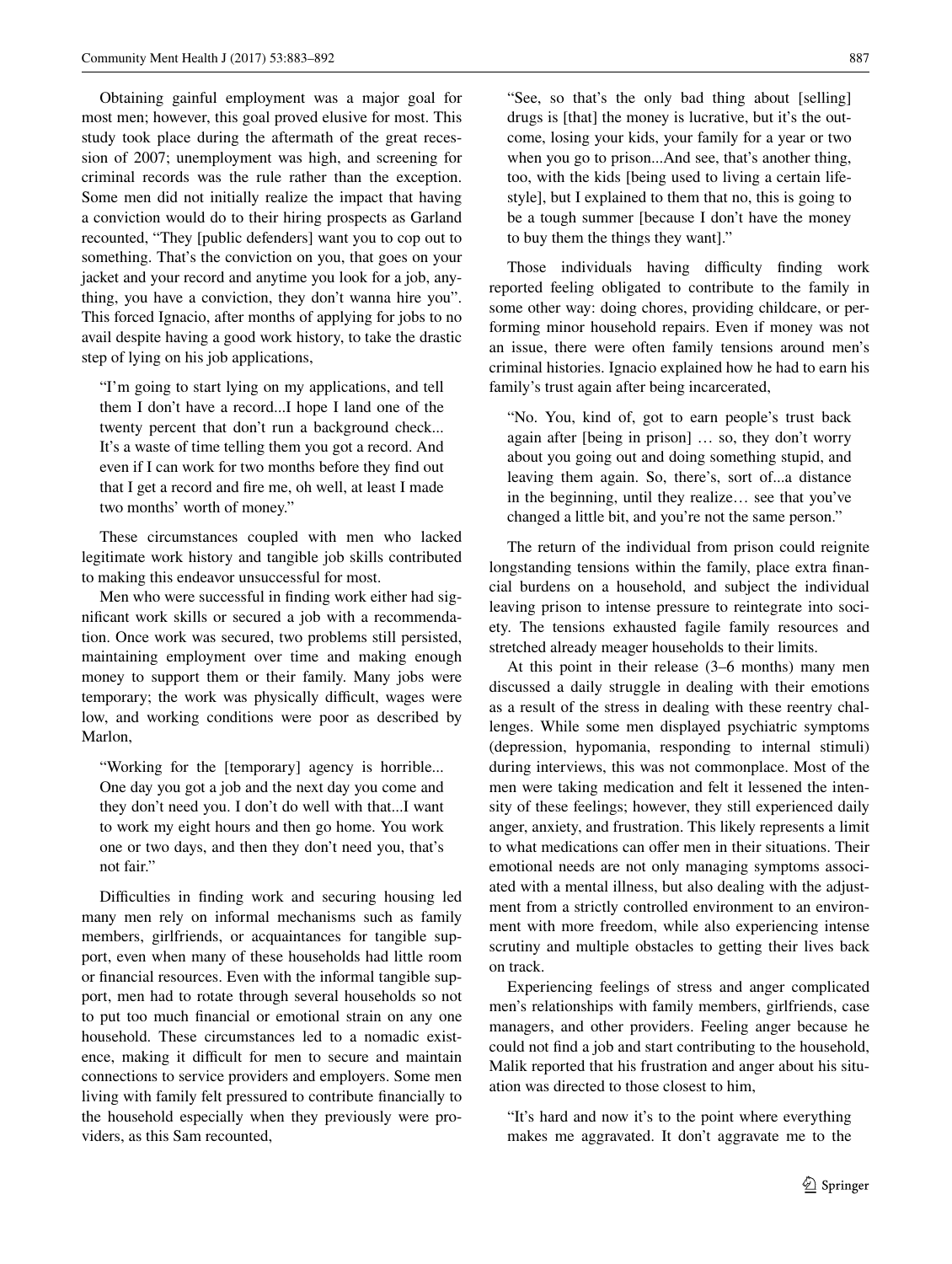Obtaining gainful employment was a major goal for most men; however, this goal proved elusive for most. This study took place during the aftermath of the great recession of 2007; unemployment was high, and screening for criminal records was the rule rather than the exception. Some men did not initially realize the impact that having a conviction would do to their hiring prospects as Garland recounted, "They [public defenders] want you to cop out to something. That's the conviction on you, that goes on your jacket and your record and anytime you look for a job, anything, you have a conviction, they don't wanna hire you". This forced Ignacio, after months of applying for jobs to no avail despite having a good work history, to take the drastic step of lying on his job applications,

> "I'm going to start lying on my applications, and tell them I don't have a record...I hope I land one of the twenty percent that don't run a background check... It's a waste of time telling them you got a record. And even if I can work for two months before they find out that I get a record and fire me, oh well, at least I made two months' worth of money."

These circumstances coupled with men who lacked legitimate work history and tangible job skills contributed to making this endeavor unsuccessful for most.

Men who were successful in finding work either had significant work skills or secured a job with a recommendation. Once work was secured, two problems still persisted, maintaining employment over time and making enough money to support them or their family. Many jobs were temporary; the work was physically difficult, wages were low, and working conditions were poor as described by Marlon,

> "Working for the [temporary] agency is horrible... One day you got a job and the next day you come and they don't need you. I don't do well with that...I want to work my eight hours and then go home. You work one or two days, and then they don't need you, that's not fair."

Difficulties in finding work and securing housing led many men rely on informal mechanisms such as family members, girlfriends, or acquaintances for tangible support, even when many of these households had little room or financial resources. Even with the informal tangible support, men had to rotate through several households so not to put too much financial or emotional strain on any one household. These circumstances led to a nomadic existence, making it difficult for men to secure and maintain connections to service providers and employers. Some men living with family felt pressured to contribute financially to the household especially when they previously were providers, as this Sam recounted,

> "See, so that's the only bad thing about [selling] drugs is [that] the money is lucrative, but it's the outcome, losing your kids, your family for a year or two when you go to prison...And see, that's another thing, too, with the kids [being used to living a certain lifestyle], but I explained to them that no, this is going to be a tough summer [because I don't have the money to buy them the things they want]."

Those individuals having difficulty finding work reported feeling obligated to contribute to the family in some other way: doing chores, providing childcare, or performing minor household repairs. Even if money was not an issue, there were often family tensions around men's criminal histories. Ignacio explained how he had to earn his family's trust again after being incarcerated,

> "No. You, kind of, got to earn people's trust back again after [being in prison] … so, they don't worry about you going out and doing something stupid, and leaving them again. So, there's, sort of...a distance in the beginning, until they realize… see that you've changed a little bit, and you're not the same person."

The return of the individual from prison could reignite longstanding tensions within the family, place extra financial burdens on a household, and subject the individual leaving prison to intense pressure to reintegrate into society. The tensions exhausted fagile family resources and stretched already meager households to their limits.

At this point in their release (3–6 months) many men discussed a daily struggle in dealing with their emotions as a result of the stress in dealing with these reentry challenges. While some men displayed psychiatric symptoms (depression, hypomania, responding to internal stimuli) during interviews, this was not commonplace. Most of the men were taking medication and felt it lessened the intensity of these feelings; however, they still experienced daily anger, anxiety, and frustration. This likely represents a limit to what medications can offer men in their situations. Their emotional needs are not only managing symptoms associated with a mental illness, but also dealing with the adjustment from a strictly controlled environment to an environment with more freedom, while also experiencing intense scrutiny and multiple obstacles to getting their lives back on track.

Experiencing feelings of stress and anger complicated men's relationships with family members, girlfriends, case managers, and other providers. Feeling anger because he could not find a job and start contributing to the household, Malik reported that his frustration and anger about his situation was directed to those closest to him,

> "It's hard and now it's to the point where everything makes me aggravated. It don't aggravate me to the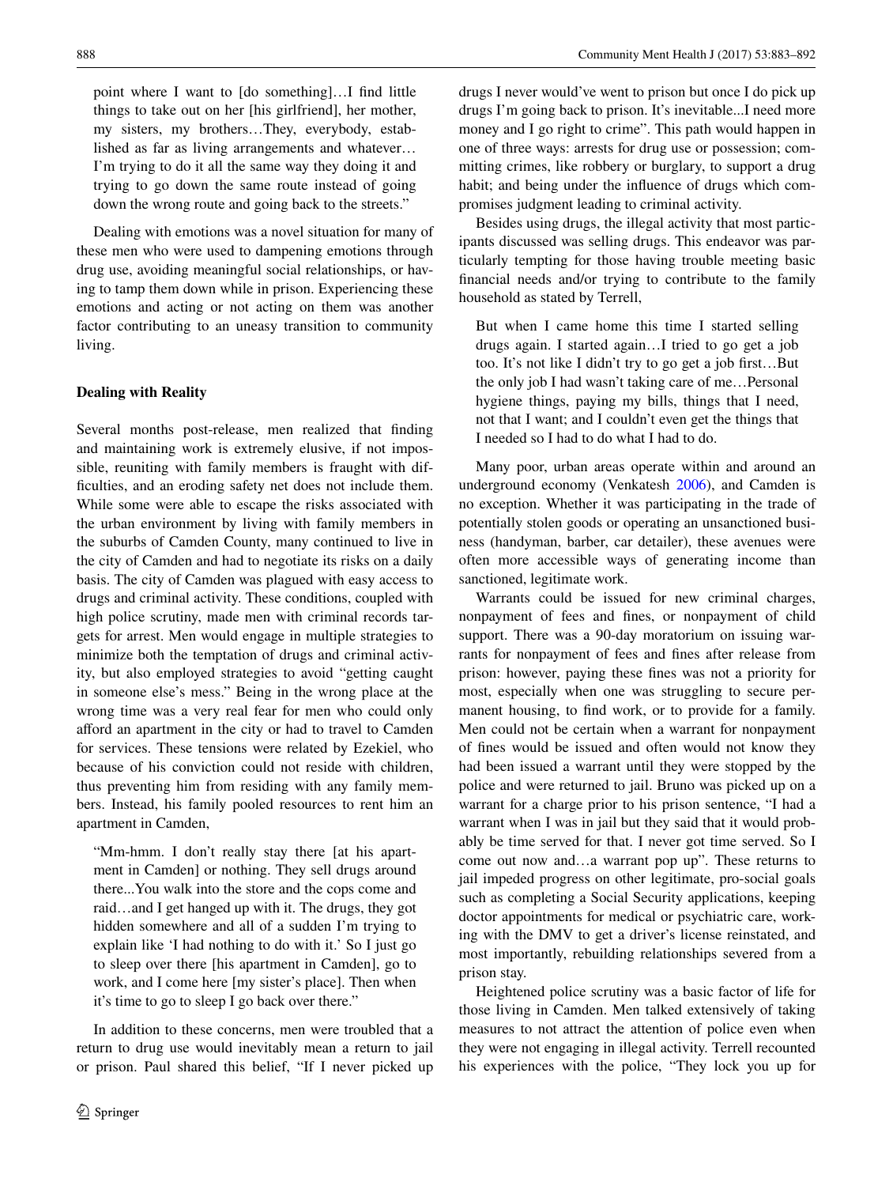point where I want to [do something]…I find little things to take out on her [his girlfriend], her mother, my sisters, my brothers…They, everybody, established as far as living arrangements and whatever… I'm trying to do it all the same way they doing it and trying to go down the same route instead of going down the wrong route and going back to the streets."

Dealing with emotions was a novel situation for many of these men who were used to dampening emotions through drug use, avoiding meaningful social relationships, or having to tamp them down while in prison. Experiencing these emotions and acting or not acting on them was another factor contributing to an uneasy transition to community living.

**Dealing with Reality**

Several months post-release, men realized that finding and maintaining work is extremely elusive, if not impossible, reuniting with family members is fraught with difficulties, and an eroding safety net does not include them. While some were able to escape the risks associated with the urban environment by living with family members in the suburbs of Camden County, many continued to live in the city of Camden and had to negotiate its risks on a daily basis. The city of Camden was plagued with easy access to drugs and criminal activity. These conditions, coupled with high police scrutiny, made men with criminal records targets for arrest. Men would engage in multiple strategies to minimize both the temptation of drugs and criminal activity, but also employed strategies to avoid "getting caught in someone else's mess." Being in the wrong place at the wrong time was a very real fear for men who could only afford an apartment in the city or had to travel to Camden for services. These tensions were related by Ezekiel, who because of his conviction could not reside with children, thus preventing him from residing with any family members. Instead, his family pooled resources to rent him an apartment in Camden,

> "Mm-hmm. I don't really stay there [at his apartment in Camden] or nothing. They sell drugs around there...You walk into the store and the cops come and raid…and I get hanged up with it. The drugs, they got hidden somewhere and all of a sudden I'm trying to explain like 'I had nothing to do with it.' So I just go to sleep over there [his apartment in Camden], go to work, and I come here [my sister's place]. Then when it's time to go to sleep I go back over there."

In addition to these concerns, men were troubled that a return to drug use would inevitably mean a return to jail or prison. Paul shared this belief, "If I never picked up drugs I never would've went to prison but once I do pick up drugs I'm going back to prison. It's inevitable...I need more money and I go right to crime". This path would happen in one of three ways: arrests for drug use or possession; committing crimes, like robbery or burglary, to support a drug habit; and being under the influence of drugs which compromises judgment leading to criminal activity.

Besides using drugs, the illegal activity that most participants discussed was selling drugs. This endeavor was particularly tempting for those having trouble meeting basic financial needs and/or trying to contribute to the family household as stated by Terrell,

> But when I came home this time I started selling drugs again. I started again…I tried to go get a job too. It's not like I didn't try to go get a job first…But the only job I had wasn't taking care of me…Personal hygiene things, paying my bills, things that I need, not that I want; and I couldn't even get the things that I needed so I had to do what I had to do.

Many poor, urban areas operate within and around an underground economy (Venkatesh 2006), and Camden is no exception. Whether it was participating in the trade of potentially stolen goods or operating an unsanctioned business (handyman, barber, car detailer), these avenues were often more accessible ways of generating income than sanctioned, legitimate work.

Warrants could be issued for new criminal charges, nonpayment of fees and fines, or nonpayment of child support. There was a 90-day moratorium on issuing warrants for nonpayment of fees and fines after release from prison: however, paying these fines was not a priority for most, especially when one was struggling to secure permanent housing, to find work, or to provide for a family. Men could not be certain when a warrant for nonpayment of fines would be issued and often would not know they had been issued a warrant until they were stopped by the police and were returned to jail. Bruno was picked up on a warrant for a charge prior to his prison sentence, "I had a warrant when I was in jail but they said that it would probably be time served for that. I never got time served. So I come out now and…a warrant pop up". These returns to jail impeded progress on other legitimate, pro-social goals such as completing a Social Security applications, keeping doctor appointments for medical or psychiatric care, working with the DMV to get a driver's license reinstated, and most importantly, rebuilding relationships severed from a prison stay.

Heightened police scrutiny was a basic factor of life for those living in Camden. Men talked extensively of taking measures to not attract the attention of police even when they were not engaging in illegal activity. Terrell recounted his experiences with the police, "They lock you up for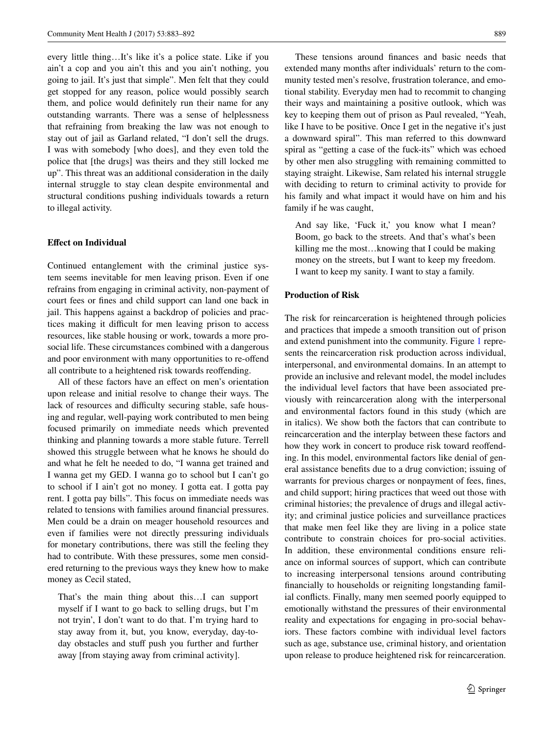every little thing…It's like it's a police state. Like if you ain't a cop and you ain't this and you ain't nothing, you going to jail. It's just that simple". Men felt that they could get stopped for any reason, police would possibly search them, and police would definitely run their name for any outstanding warrants. There was a sense of helplessness that refraining from breaking the law was not enough to stay out of jail as Garland related, "I don't sell the drugs. I was with somebody [who does], and they even told the police that [the drugs] was theirs and they still locked me up". This threat was an additional consideration in the daily internal struggle to stay clean despite environmental and structural conditions pushing individuals towards a return to illegal activity.

### Effect on Individual

Continued entanglement with the criminal justice system seems inevitable for men leaving prison. Even if one refrains from engaging in criminal activity, non-payment of court fees or fines and child support can land one back in jail. This happens against a backdrop of policies and practices making it difficult for men leaving prison to access resources, like stable housing or work, towards a more prosocial life. These circumstances combined with a dangerous and poor environment with many opportunities to re-offend all contribute to a heightened risk towards reoffending.

All of these factors have an effect on men's orientation upon release and initial resolve to change their ways. The lack of resources and difficulty securing stable, safe housing and regular, well-paying work contributed to men being focused primarily on immediate needs which prevented thinking and planning towards a more stable future. Terrell showed this struggle between what he knows he should do and what he felt he needed to do, "I wanna get trained and I wanna get my GED. I wanna go to school but I can't go to school if I ain't got no money. I gotta eat. I gotta pay rent. I gotta pay bills". This focus on immediate needs was related to tensions with families around financial pressures. Men could be a drain on meager household resources and even if families were not directly pressuring individuals for monetary contributions, there was still the feeling they had to contribute. With these pressures, some men considered returning to the previous ways they knew how to make money as Cecil stated,

> That's the main thing about this…I can support myself if I want to go back to selling drugs, but I'm not tryin', I don't want to do that. I'm trying hard to stay away from it, but, you know, everyday, day-to-day obstacles and stuff push you further and further away [from staying away from criminal activity].

These tensions around finances and basic needs that extended many months after individuals' return to the community tested men's resolve, frustration tolerance, and emotional stability. Everyday men had to recommit to changing their ways and maintaining a positive outlook, which was key to keeping them out of prison as Paul revealed, "Yeah, like I have to be positive. Once I get in the negative it's just a downward spiral". This man referred to this downward spiral as "getting a case of the fuck-its" which was echoed by other men also struggling with remaining committed to staying straight. Likewise, Sam related his internal struggle with deciding to return to criminal activity to provide for his family and what impact it would have on him and his family if he was caught,

> And say like, 'Fuck it,' you know what I mean? Boom, go back to the streets. And that's what's been killing me the most…knowing that I could be making money on the streets, but I want to keep my freedom. I want to keep my sanity. I want to stay a family.

### Production of Risk

The risk for reincarceration is heightened through policies and practices that impede a smooth transition out of prison and extend punishment into the community. Figure 1 represents the reincarceration risk production across individual, interpersonal, and environmental domains. In an attempt to provide an inclusive and relevant model, the model includes the individual level factors that have been associated previously with reincarceration along with the interpersonal and environmental factors found in this study (which are in italics). We show both the factors that can contribute to reincarceration and the interplay between these factors and how they work in concert to produce risk toward reoffending. In this model, environmental factors like denial of general assistance benefits due to a drug conviction; issuing of warrants for previous charges or nonpayment of fees, fines, and child support; hiring practices that weed out those with criminal histories; the prevalence of drugs and illegal activity; and criminal justice policies and surveillance practices that make men feel like they are living in a police state contribute to constrain choices for pro-social activities. In addition, these environmental conditions ensure reliance on informal sources of support, which can contribute to increasing interpersonal tensions around contributing financially to households or reigniting longstanding familial conflicts. Finally, many men seemed poorly equipped to emotionally withstand the pressures of their environmental reality and expectations for engaging in pro-social behaviors. These factors combine with individual level factors such as age, substance use, criminal history, and orientation upon release to produce heightened risk for reincarceration.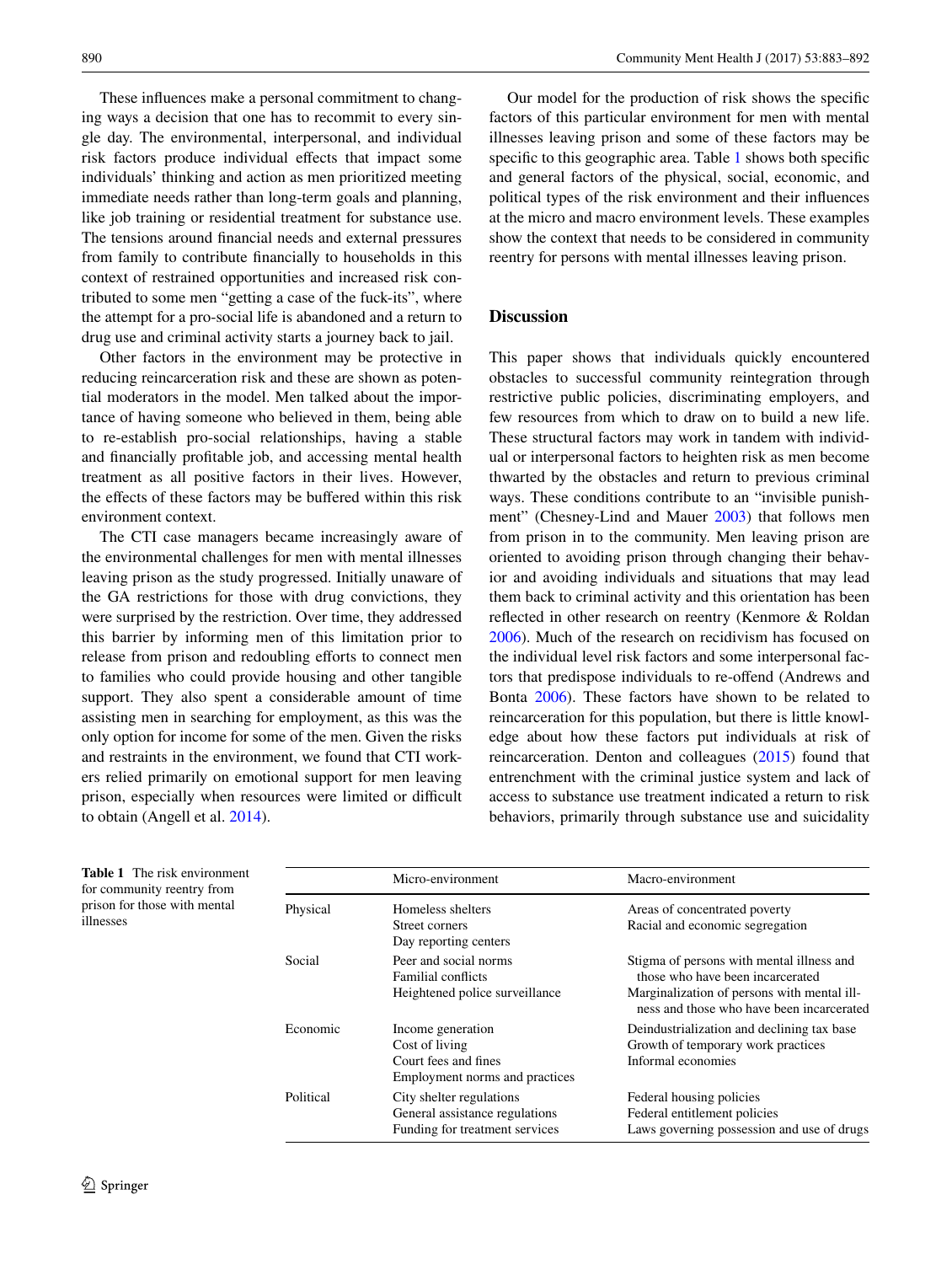These influences make a personal commitment to changing ways a decision that one has to recommit to every single day. The environmental, interpersonal, and individual risk factors produce individual effects that impact some individuals' thinking and action as men prioritized meeting immediate needs rather than long-term goals and planning, like job training or residential treatment for substance use. The tensions around financial needs and external pressures from family to contribute financially to households in this context of restrained opportunities and increased risk contributed to some men "getting a case of the fuck-its", where the attempt for a pro-social life is abandoned and a return to drug use and criminal activity starts a journey back to jail.

Other factors in the environment may be protective in reducing reincarceration risk and these are shown as potential moderators in the model. Men talked about the importance of having someone who believed in them, being able to re-establish pro-social relationships, having a stable and financially profitable job, and accessing mental health treatment as all positive factors in their lives. However, the effects of these factors may be buffered within this risk environment context.

The CTI case managers became increasingly aware of the environmental challenges for men with mental illnesses leaving prison as the study progressed. Initially unaware of the GA restrictions for those with drug convictions, they were surprised by the restriction. Over time, they addressed this barrier by informing men of this limitation prior to release from prison and redoubling efforts to connect men to families who could provide housing and other tangible support. They also spent a considerable amount of time assisting men in searching for employment, as this was the only option for income for some of the men. Given the risks and restraints in the environment, we found that CTI workers relied primarily on emotional support for men leaving prison, especially when resources were limited or difficult to obtain (Angell et al. 2014).

Our model for the production of risk shows the specific factors of this particular environment for men with mental illnesses leaving prison and some of these factors may be specific to this geographic area. Table 1 shows both specific and general factors of the physical, social, economic, and political types of the risk environment and their influences at the micro and macro environment levels. These examples show the context that needs to be considered in community reentry for persons with mental illnesses leaving prison.

## Discussion

This paper shows that individuals quickly encountered obstacles to successful community reintegration through restrictive public policies, discriminating employers, and few resources from which to draw on to build a new life. These structural factors may work in tandem with individual or interpersonal factors to heighten risk as men become thwarted by the obstacles and return to previous criminal ways. These conditions contribute to an "invisible punishment" (Chesney-Lind and Mauer 2003) that follows men from prison in to the community. Men leaving prison are oriented to avoiding prison through changing their behavior and avoiding individuals and situations that may lead them back to criminal activity and this orientation has been reflected in other research on reentry (Kenmore & Roldan 2006). Much of the research on recidivism has focused on the individual level risk factors and some interpersonal factors that predispose individuals to re-offend (Andrews and Bonta 2006). These factors have shown to be related to reincarceration for this population, but there is little knowledge about how these factors put individuals at risk of reincarceration. Denton and colleagues (2015) found that entrenchment with the criminal justice system and lack of access to substance use treatment indicated a return to risk behaviors, primarily through substance use and suicidality

**Table 1** The risk environment for community reentry from prison for those with mental illnesses

| | Micro-environment | Macro-environment |
|---|---|---|
| Physical | Homeless shelters<br>Street corners<br>Day reporting centers | Areas of concentrated poverty<br>Racial and economic segregation |
| Social | Peer and social norms<br>Familial conflicts<br>Heightened police surveillance | Stigma of persons with mental illness and those who have been incarcerated<br>Marginalization of persons with mental illness and those who have been incarcerated |
| Economic | Income generation<br>Cost of living<br>Court fees and fines<br>Employment norms and practices | Deindustrialization and declining tax base<br>Growth of temporary work practices<br>Informal economies |
| Political | City shelter regulations<br>General assistance regulations<br>Funding for treatment services | Federal housing policies<br>Federal entitlement policies<br>Laws governing possession and use of drugs |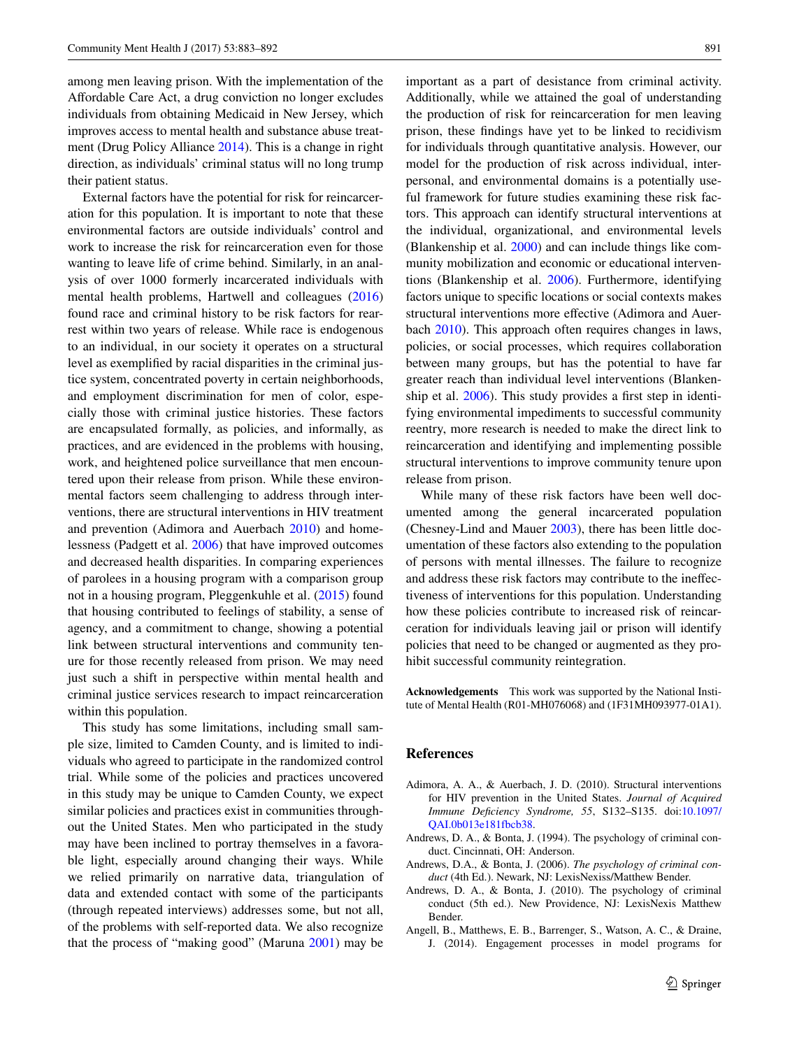among men leaving prison. With the implementation of the Affordable Care Act, a drug conviction no longer excludes individuals from obtaining Medicaid in New Jersey, which improves access to mental health and substance abuse treatment (Drug Policy Alliance 2014). This is a change in right direction, as individuals' criminal status will no long trump their patient status.

External factors have the potential for risk for reincarceration for this population. It is important to note that these environmental factors are outside individuals' control and work to increase the risk for reincarceration even for those wanting to leave life of crime behind. Similarly, in an analysis of over 1000 formerly incarcerated individuals with mental health problems, Hartwell and colleagues (2016) found race and criminal history to be risk factors for rearrest within two years of release. While race is endogenous to an individual, in our society it operates on a structural level as exemplified by racial disparities in the criminal justice system, concentrated poverty in certain neighborhoods, and employment discrimination for men of color, especially those with criminal justice histories. These factors are encapsulated formally, as policies, and informally, as practices, and are evidenced in the problems with housing, work, and heightened police surveillance that men encountered upon their release from prison. While these environmental factors seem challenging to address through interventions, there are structural interventions in HIV treatment and prevention (Adimora and Auerbach 2010) and homelessness (Padgett et al. 2006) that have improved outcomes and decreased health disparities. In comparing experiences of parolees in a housing program with a comparison group not in a housing program, Pleggenkuhle et al. (2015) found that housing contributed to feelings of stability, a sense of agency, and a commitment to change, showing a potential link between structural interventions and community tenure for those recently released from prison. We may need just such a shift in perspective within mental health and criminal justice services research to impact reincarceration within this population.

This study has some limitations, including small sample size, limited to Camden County, and is limited to individuals who agreed to participate in the randomized control trial. While some of the policies and practices uncovered in this study may be unique to Camden County, we expect similar policies and practices exist in communities throughout the United States. Men who participated in the study may have been inclined to portray themselves in a favorable light, especially around changing their ways. While we relied primarily on narrative data, triangulation of data and extended contact with some of the participants (through repeated interviews) addresses some, but not all, of the problems with self-reported data. We also recognize that the process of "making good" (Maruna 2001) may be important as a part of desistance from criminal activity. Additionally, while we attained the goal of understanding the production of risk for reincarceration for men leaving prison, these findings have yet to be linked to recidivism for individuals through quantitative analysis. However, our model for the production of risk across individual, interpersonal, and environmental domains is a potentially useful framework for future studies examining these risk factors. This approach can identify structural interventions at the individual, organizational, and environmental levels (Blankenship et al. 2000) and can include things like community mobilization and economic or educational interventions (Blankenship et al. 2006). Furthermore, identifying factors unique to specific locations or social contexts makes structural interventions more effective (Adimora and Auerbach 2010). This approach often requires changes in laws, policies, or social processes, which requires collaboration between many groups, but has the potential to have far greater reach than individual level interventions (Blankenship et al. 2006). This study provides a first step in identifying environmental impediments to successful community reentry, more research is needed to make the direct link to reincarceration and identifying and implementing possible structural interventions to improve community tenure upon release from prison.

While many of these risk factors have been well documented among the general incarcerated population (Chesney-Lind and Mauer 2003), there has been little documentation of these factors also extending to the population of persons with mental illnesses. The failure to recognize and address these risk factors may contribute to the ineffectiveness of interventions for this population. Understanding how these policies contribute to increased risk of reincarceration for individuals leaving jail or prison will identify policies that need to be changed or augmented as they prohibit successful community reintegration.

**Acknowledgements** This work was supported by the National Institute of Mental Health (R01-MH076068) and (1F31MH093977-01A1).

## References

Adimora, A. A., & Auerbach, J. D. (2010). Structural interventions for HIV prevention in the United States. *Journal of Acquired Immune Deficiency Syndrome, 55*, S132–S135. doi:10.1097/QAI.0b013e181fbcb38.

Andrews, D. A., & Bonta, J. (1994). The psychology of criminal conduct. Cincinnati, OH: Anderson.

Andrews, D.A., & Bonta, J. (2006). *The psychology of criminal conduct* (4th Ed.). Newark, NJ: LexisNexiss/Matthew Bender.

Andrews, D. A., & Bonta, J. (2010). The psychology of criminal conduct (5th ed.). New Providence, NJ: LexisNexis Matthew Bender.

Angell, B., Matthews, E. B., Barrenger, S., Watson, A. C., & Draine, J. (2014). Engagement processes in model programs for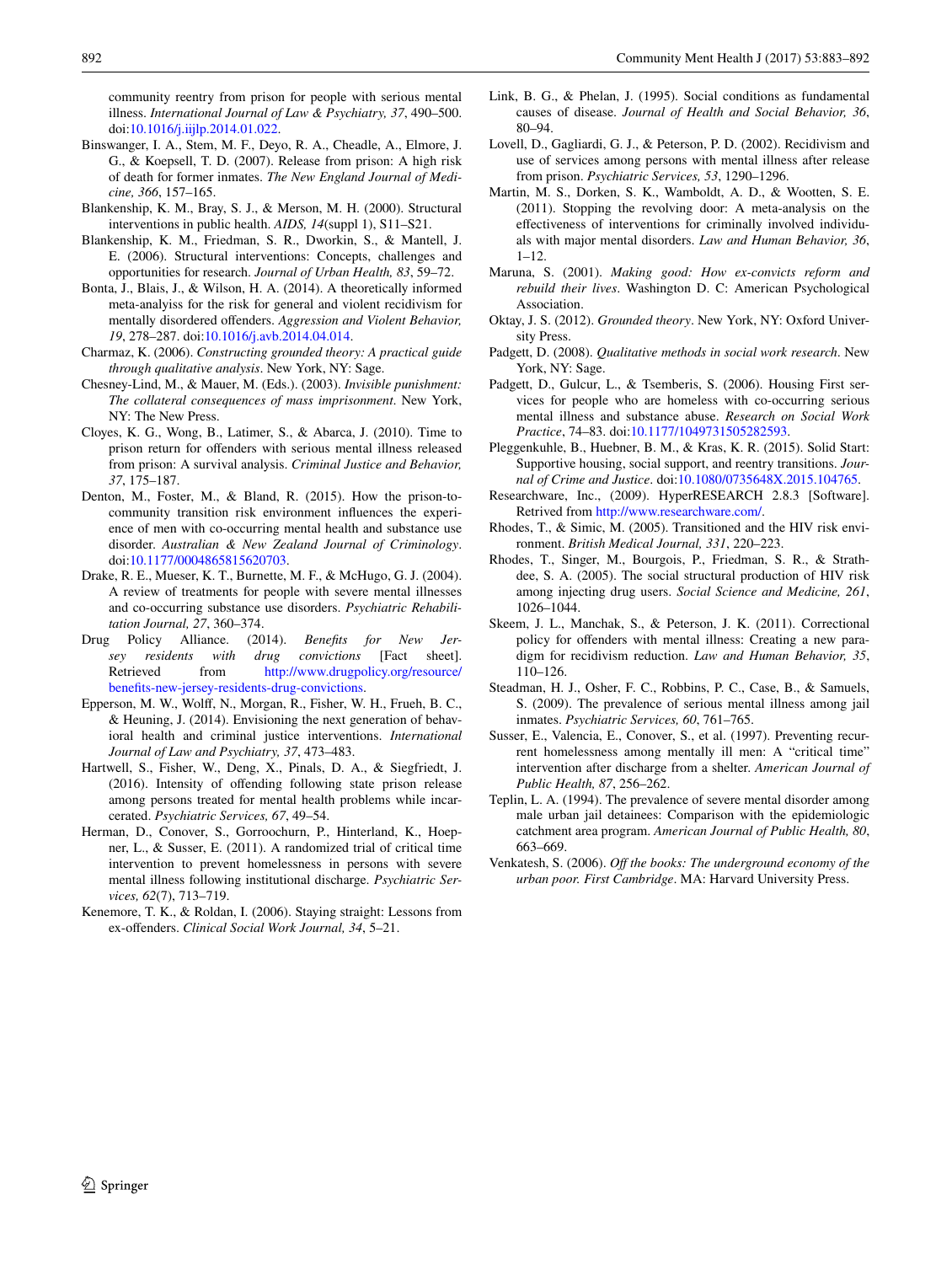community reentry from prison for people with serious mental illness. *International Journal of Law & Psychiatry, 37*, 490–500. doi:10.1016/j.ijlp.2014.01.022.

Binswanger, I. A., Stem, M. F., Deyo, R. A., Cheadle, A., Elmore, J. G., & Koepsell, T. D. (2007). Release from prison: A high risk of death for former inmates. *The New England Journal of Medicine, 366*, 157–165.

Blankenship, K. M., Bray, S. J., & Merson, M. H. (2000). Structural interventions in public health. *AIDS, 14*(suppl 1), S11–S21.

Blankenship, K. M., Friedman, S. R., Dworkin, S., & Mantell, J. E. (2006). Structural interventions: Concepts, challenges and opportunities for research. *Journal of Urban Health, 83*, 59–72.

Bonta, J., Blais, J., & Wilson, H. A. (2014). A theoretically informed meta-analyiss for the risk for general and violent recidivism for mentally disordered offenders. *Aggression and Violent Behavior, 19*, 278–287. doi:10.1016/j.avb.2014.04.014.

Charmaz, K. (2006). *Constructing grounded theory: A practical guide through qualitative analysis*. New York, NY: Sage.

Chesney-Lind, M., & Mauer, M. (Eds.). (2003). *Invisible punishment: The collateral consequences of mass imprisonment*. New York, NY: The New Press.

Cloyes, K. G., Wong, B., Latimer, S., & Abarca, J. (2010). Time to prison return for offenders with serious mental illness released from prison: A survival analysis. *Criminal Justice and Behavior, 37*, 175–187.

Denton, M., Foster, M., & Bland, R. (2015). How the prison-to-community transition risk environment influences the experience of men with co-occurring mental health and substance use disorder. *Australian & New Zealand Journal of Criminology*. doi:10.1177/0004865815620703.

Drake, R. E., Mueser, K. T., Burnette, M. F., & McHugo, G. J. (2004). A review of treatments for people with severe mental illnesses and co-occurring substance use disorders. *Psychiatric Rehabilitation Journal, 27*, 360–374.

Drug Policy Alliance. (2014). *Benefits for New Jersey residents with drug convictions* [Fact sheet]. Retrieved from http://www.drugpolicy.org/resource/benefits-new-jersey-residents-drug-convictions.

Epperson, M. W., Wolff, N., Morgan, R., Fisher, W. H., Frueh, B. C., & Heuning, J. (2014). Envisioning the next generation of behavioral health and criminal justice interventions. *International Journal of Law and Psychiatry, 37*, 473–483.

Hartwell, S., Fisher, W., Deng, X., Pinals, D. A., & Siegfriedt, J. (2016). Intensity of offending following state prison release among persons treated for mental health problems while incarcerated. *Psychiatric Services, 67*, 49–54.

Herman, D., Conover, S., Gorroochurn, P., Hinterland, K., Hoepner, L., & Susser, E. (2011). A randomized trial of critical time intervention to prevent homelessness in persons with severe mental illness following institutional discharge. *Psychiatric Services, 62*(7), 713–719.

Kenemore, T. K., & Roldan, I. (2006). Staying straight: Lessons from ex-offenders. *Clinical Social Work Journal, 34*, 5–21.

Link, B. G., & Phelan, J. (1995). Social conditions as fundamental causes of disease. *Journal of Health and Social Behavior, 36*, 80–94.

Lovell, D., Gagliardi, G. J., & Peterson, P. D. (2002). Recidivism and use of services among persons with mental illness after release from prison. *Psychiatric Services, 53*, 1290–1296.

Martin, M. S., Dorken, S. K., Wamboldt, A. D., & Wootten, S. E. (2011). Stopping the revolving door: A meta-analysis on the effectiveness of interventions for criminally involved individuals with major mental disorders. *Law and Human Behavior, 36*, 1–12.

Maruna, S. (2001). *Making good: How ex-convicts reform and rebuild their lives*. Washington D. C: American Psychological Association.

Oktay, J. S. (2012). *Grounded theory*. New York, NY: Oxford University Press.

Padgett, D. (2008). *Qualitative methods in social work research*. New York, NY: Sage.

Padgett, D., Gulcur, L., & Tsemberis, S. (2006). Housing First services for people who are homeless with co-occurring serious mental illness and substance abuse. *Research on Social Work Practice*, 74–83. doi:10.1177/1049731505282593.

Pleggenkuhle, B., Huebner, B. M., & Kras, K. R. (2015). Solid Start: Supportive housing, social support, and reentry transitions. *Journal of Crime and Justice*. doi:10.1080/0735648X.2015.104765.

Researchware, Inc., (2009). HyperRESEARCH 2.8.3 [Software]. Retrived from http://www.researchware.com/.

Rhodes, T., & Simic, M. (2005). Transitioned and the HIV risk environment. *British Medical Journal, 331*, 220–223.

Rhodes, T., Singer, M., Bourgois, P., Friedman, S. R., & Strathdee, S. A. (2005). The social structural production of HIV risk among injecting drug users. *Social Science and Medicine, 261*, 1026–1044.

Skeem, J. L., Manchak, S., & Peterson, J. K. (2011). Correctional policy for offenders with mental illness: Creating a new paradigm for recidivism reduction. *Law and Human Behavior, 35*, 110–126.

Steadman, H. J., Osher, F. C., Robbins, P. C., Case, B., & Samuels, S. (2009). The prevalence of serious mental illness among jail inmates. *Psychiatric Services, 60*, 761–765.

Susser, E., Valencia, E., Conover, S., et al. (1997). Preventing recurrent homelessness among mentally ill men: A "critical time" intervention after discharge from a shelter. *American Journal of Public Health, 87*, 256–262.

Teplin, L. A. (1994). The prevalence of severe mental disorder among male urban jail detainees: Comparison with the epidemiologic catchment area program. *American Journal of Public Health, 80*, 663–669.

Venkatesh, S. (2006). *Off the books: The underground economy of the urban poor. First Cambridge*. MA: Harvard University Press.